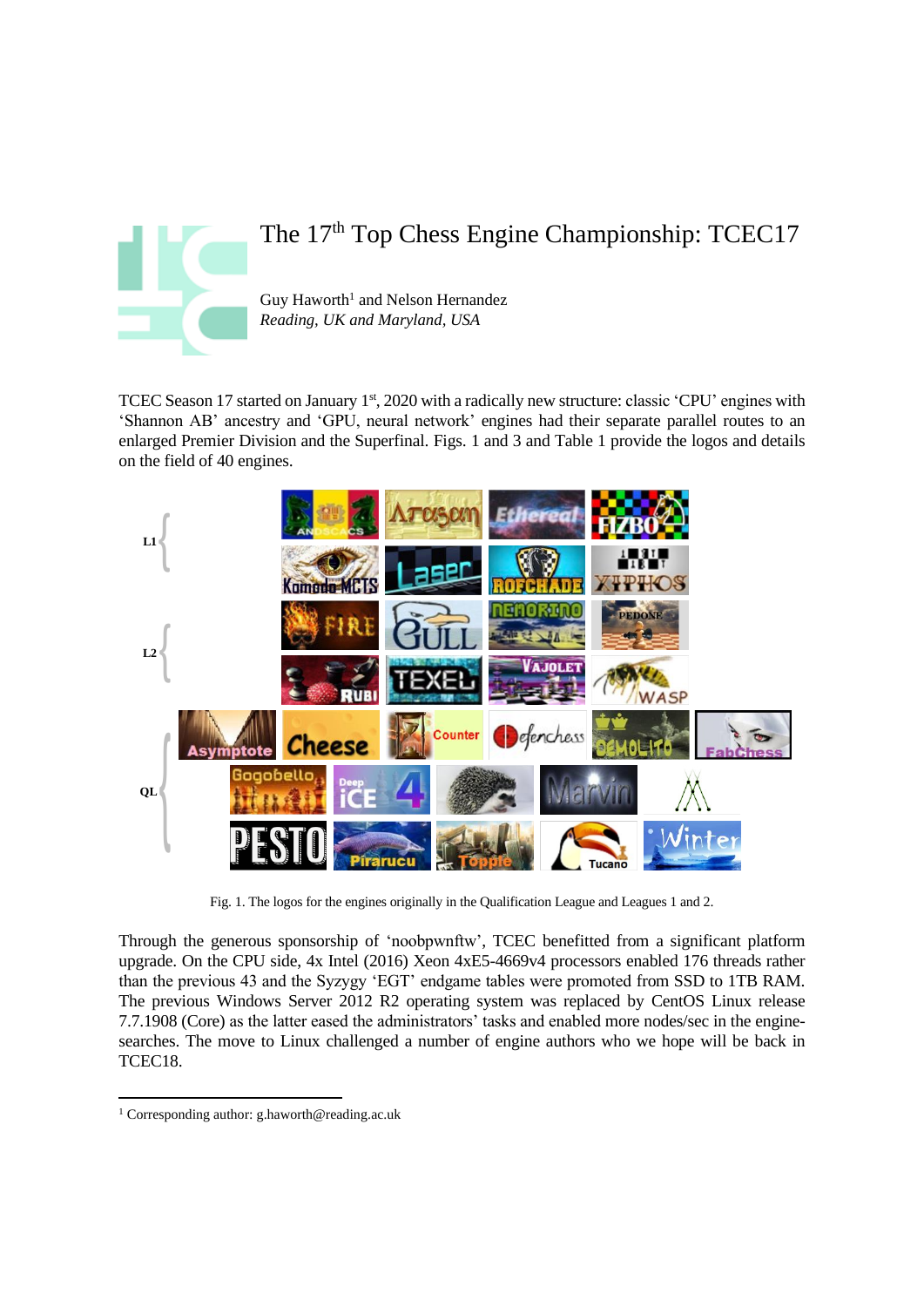# The 17th Top Chess Engine Championship: TCEC17

Guy Haworth[1] and Nelson Hernandez
*Reading, UK and Maryland, USA*

TCEC Season 17 started on January 1st, 2020 with a radically new structure: classic 'CPU' engines with 'Shannon AB' ancestry and 'GPU, neural network' engines had their separate parallel routes to an enlarged Premier Division and the Superfinal. Figs. 1 and 3 and Table 1 provide the logos and details on the field of 40 engines.

Fig. 1. The logos for the engines originally in the Qualification League and Leagues 1 and 2.

Through the generous sponsorship of 'noobpwnftw', TCEC benefitted from a significant platform upgrade. On the CPU side, 4x Intel (2016) Xeon 4xE5-4669v4 processors enabled 176 threads rather than the previous 43 and the Syzygy 'EGT' endgame tables were promoted from SSD to 1TB RAM. The previous Windows Server 2012 R2 operating system was replaced by CentOS Linux release 7.7.1908 (Core) as the latter eased the administrators' tasks and enabled more nodes/sec in the engine-searches. The move to Linux challenged a number of engine authors who we hope will be back in TCEC18.

[1] Corresponding author: g.haworth@reading.ac.uk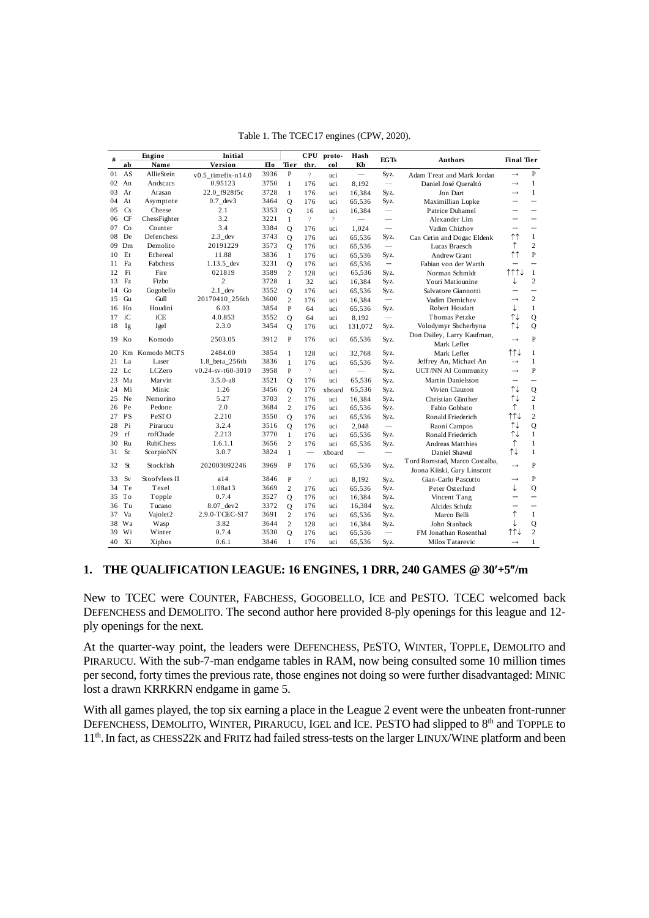Table 1. The TCEC17 engines (CPW, 2020).

| # | Engine |  | Initial |  |  | CPU | proto- | Hash | EGTs | Authors | Final Tier |  |
|---|---|---|---|---|---|---|---|---|---|---|---|---|
|  | ab | Name | Version | Elo | Tier | thr. | col | Kb |  |  |  |  |
| 01 | AS | AllieStein | v0.5_timefix-n14.0 | 3936 | P | ? | uci | — | Syz. | Adam Treat and Mark Jordan | → | P |
| 02 | An | Andscacs | 0.95123 | 3750 | 1 | 176 | uci | 8,192 | — | Daniel José Queraltó | → | 1 |
| 03 | Ar | Arasan | 22.0_f928f5c | 3728 | 1 | 176 | uci | 16,384 | Syz. | Jon Dart | → | 1 |
| 04 | At | Asymptote | 0.7_dev3 | 3464 | Q | 176 | uci | 65,536 | Syz. | Maximillian Lupke | — | — |
| 05 | Cs | Cheese | 2.1 | 3353 | Q | 16 | uci | 16,384 | — | Patrice Duhamel | — | — |
| 06 | CF | ChessFighter | 3.2 | 3221 | 1 | ? | ? | — | — | Alexander Lim | — | — |
| 07 | Co | Counter | 3.4 | 3384 | Q | 176 | uci | 1,024 | — | Vadim Chizhov | — | — |
| 08 | De | Defenchess | 2.3_dev | 3743 | Q | 176 | uci | 65,536 | Syz. | Can Cetin and Dogac Eldenk | ↑↑ | 1 |
| 09 | Dm | Demolito | 20191229 | 3573 | Q | 176 | uci | 65,536 | — | Lucas Braesch | ↑ | 2 |
| 10 | Et | Ethereal | 11.88 | 3836 | 1 | 176 | uci | 65,536 | Syz. | Andrew Grant | ↑↑ | P |
| 11 | Fa | Fabchess | 1.13.5_dev | 3231 | Q | 176 | uci | 65,536 | — | Fabian von der Warth | — | — |
| 12 | Fi | Fire | 021819 | 3589 | 2 | 128 | uci | 65,536 | Syz. | Norman Schmidt | ↑↑↑↓ | 1 |
| 13 | Fz | Fizbo | 2 | 3728 | 1 | 32 | uci | 16,384 | Syz. | Youri Matiounine | ↓ | 2 |
| 14 | Go | Gogobello | 2.1_dev | 3552 | Q | 176 | uci | 65,536 | Syz. | Salvatore Giannotti | — | — |
| 15 | Gu | Gull | 20170410_256th | 3600 | 2 | 176 | uci | 16,384 | — | Vadim Demichev | → | 2 |
| 16 | Ho | Houdini | 6.03 | 3854 | P | 64 | uci | 65,536 | Syz. | Robert Houdart | ↓ | 1 |
| 17 | iC | iCE | 4.0.853 | 3552 | Q | 64 | uci | 8,192 | — | Thomas Petzke | ↑↓ | Q |
| 18 | Ig | Igel | 2.3.0 | 3454 | Q | 176 | uci | 131,072 | Syz. | Volodymyr Shcherbyna | ↑↓ | Q |
| 19 | Ko | Komodo | 2503.05 | 3912 | P | 176 | uci | 65,536 | Syz. | Don Dailey, Larry Kaufman, Mark Lefler | → | P |
| 20 | Km | Komodo MCTS | 2484.00 | 3854 | 1 | 128 | uci | 32,768 | Syz. | Mark Lefler | ↑↑↓ | 1 |
| 21 | La | Laser | 1.8_beta_256th | 3836 | 1 | 176 | uci | 65,536 | Syz. | Jeffrey An, Michael An | → | 1 |
| 22 | Lc | LCZero | v0.24-sv-t60-3010 | 3958 | P | ? | uci | — | Syz. | UCT/NN AI Community | → | P |
| 23 | Ma | Marvin | 3.5.0-a8 | 3521 | Q | 176 | uci | 65,536 | Syz. | Martin Danielsson | — | — |
| 24 | Mi | Minic | 1.26 | 3456 | Q | 176 | xboard | 65,536 | Syz. | Vivien Clauzon | ↑↓ | Q |
| 25 | Ne | Nemorino | 5.27 | 3703 | 2 | 176 | uci | 16,384 | Syz. | Christian Günther | ↑↓ | 2 |
| 26 | Pe | Pedone | 2.0 | 3684 | 2 | 176 | uci | 65,536 | Syz. | Fabio Gobbato | ↑ | 1 |
| 27 | PS | PeSTO | 2.210 | 3550 | Q | 176 | uci | 65,536 | Syz. | Ronald Friederich | ↑↑↓ | 2 |
| 28 | Pi | Pirarucu | 3.2.4 | 3516 | Q | 176 | uci | 2,048 | — | Raoni Campos | ↑↓ | Q |
| 29 | rf | rofChade | 2.213 | 3770 | 1 | 176 | uci | 65,536 | Syz. | Ronald Friederich | ↑↓ | 1 |
| 30 | Ru | RubiChess | 1.6.1.1 | 3656 | 2 | 176 | uci | 65,536 | Syz. | Andreas Matthies | ↑ | 1 |
| 31 | Sc | ScorpioNN | 3.0.7 | 3824 | 1 | — | xboard | — | — | Daniel Shawul | ↑↓ | 1 |
| 32 | St | Stockfish | 202003092246 | 3969 | P | 176 | uci | 65,536 | Syz. | Tord Romstad, Marco Costalba, Joona Kiiski, Gary Linscott | → | P |
| 33 | Sv | Stoofvlees II | a14 | 3846 | P | ? | uci | 8,192 | Syz. | Gian-Carlo Pascutto | → | P |
| 34 | Te | Texel | 1.08a13 | 3669 | 2 | 176 | uci | 65,536 | Syz. | Peter Österlund | ↓ | Q |
| 35 | To | Topple | 0.7.4 | 3527 | Q | 176 | uci | 16,384 | Syz. | Vincent Tang | — | — |
| 36 | Tu | Tucano | 8.07_dev2 | 3372 | Q | 176 | uci | 16,384 | Syz. | Alcides Schulz | — | — |
| 37 | Va | Vajolet2 | 2.9.0-TCEC-S17 | 3691 | 2 | 176 | uci | 65,536 | Syz. | Marco Belli | ↑ | 1 |
| 38 | Wa | Wasp | 3.82 | 3644 | 2 | 128 | uci | 16,384 | Syz. | John Stanback | ↓ | Q |
| 39 | Wi | Winter | 0.7.4 | 3530 | Q | 176 | uci | 65,536 | — | FM Jonathan Rosenthal | ↑↑↓ | 2 |
| 40 | Xi | Xiphos | 0.6.1 | 3846 | 1 | 176 | uci | 65,536 | Syz. | Milos Tatarevic | → | 1 |

## 1. THE QUALIFICATION LEAGUE: 16 ENGINES, 1 DRR, 240 GAMES @ 30′+5″/m

New to TCEC were COUNTER, FABCHESS, GOGOBELLO, ICE and PESTO. TCEC welcomed back DEFENCHESS and DEMOLITO. The second author here provided 8-ply openings for this league and 12-ply openings for the next.

At the quarter-way point, the leaders were DEFENCHESS, PESTO, WINTER, TOPPLE, DEMOLITO and PIRARUCU. With the sub-7-man endgame tables in RAM, now being consulted some 10 million times per second, forty times the previous rate, those engines not doing so were further disadvantaged: MINIC lost a drawn KRRKRN endgame in game 5.

With all games played, the top six earning a place in the League 2 event were the unbeaten front-runner DEFENCHESS, DEMOLITO, WINTER, PIRARUCU, IGEL and ICE. PESTO had slipped to 8th and TOPPLE to 11th. In fact, as CHESS22K and FRITZ had failed stress-tests on the larger LINUX/WINE platform and been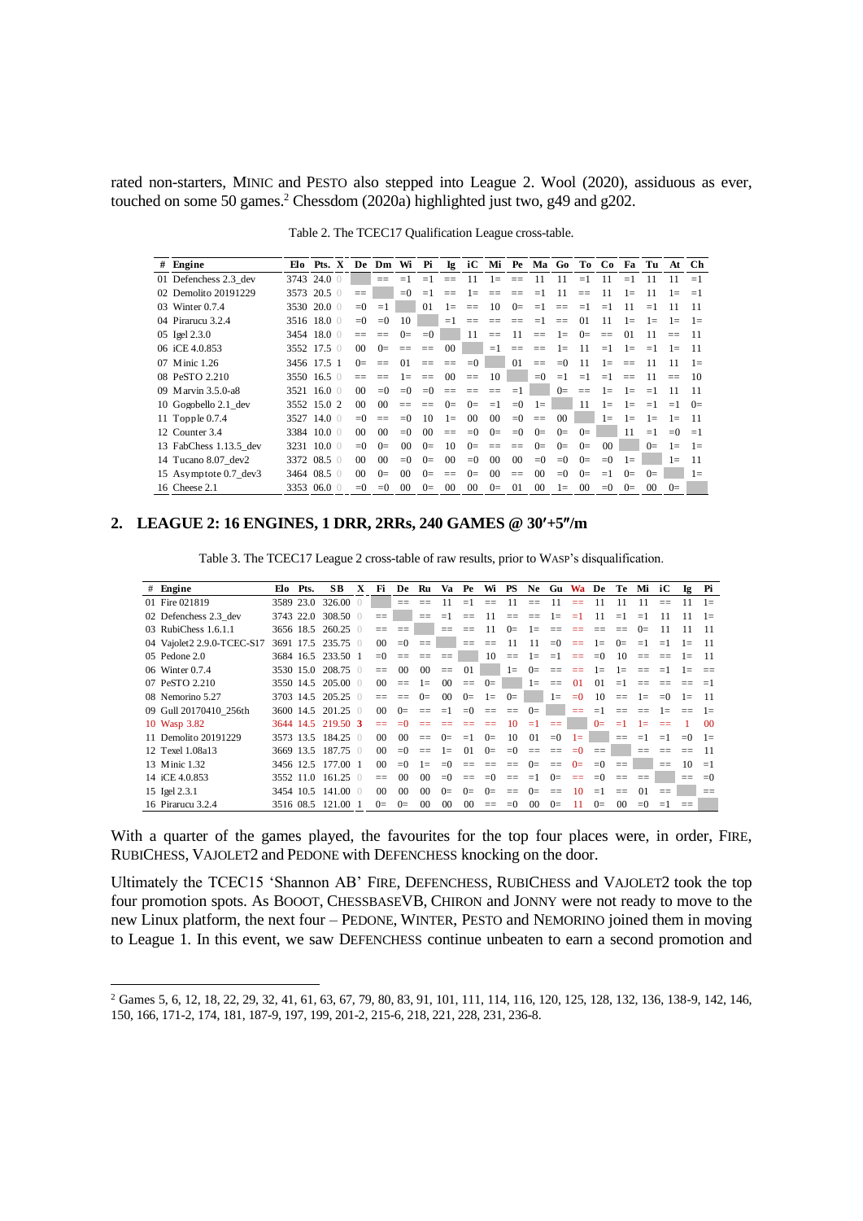rated non-starters, MINIC and PESTO also stepped into League 2. Wool (2020), assiduous as ever, touched on some 50 games.[2] Chessdom (2020a) highlighted just two, g49 and g202.

Table 2. The TCEC17 Qualification League cross-table.

| # | Engine | Elo | Pts. | X | De | Dm | Wi | Pi | Ig | iC | Mi | Pe | Ma | Go | To | Co | Fa | Tu | At | Ch |
|---|---|---|---|---|---|---|---|---|---|---|---|---|---|---|---|---|---|---|---|---|
| 01 | Defenchess 2.3_dev | 3743 | 24.0 | 0 | | == | =1 | =1 | == | 11 | 1= | == | 11 | 11 | =1 | 11 | =1 | 11 | 11 | =1 |
| 02 | Demolito 20191229 | 3573 | 20.5 | 0 | == | | =0 | =1 | == | 1= | == | == | =1 | 11 | == | 11 | 1= | 11 | 1= | =1 |
| 03 | Winter 0.7.4 | 3530 | 20.0 | 0 | =0 | =1 | | 01 | 1= | == | 10 | 0= | =1 | == | =1 | =1 | 11 | =1 | 11 | 11 |
| 04 | Pirarucu 3.2.4 | 3516 | 18.0 | 0 | =0 | =0 | 10 | | =1 | == | == | == | =1 | == | 01 | 11 | 1= | 1= | 1= | 1= |
| 05 | Igel 2.3.0 | 3454 | 18.0 | 0 | == | == | 0= | =0 | | 11 | == | 11 | == | 1= | 0= | == | 01 | 11 | == | 11 |
| 06 | iCE 4.0.853 | 3552 | 17.5 | 0 | 00 | 0= | == | == | 00 | | =1 | == | == | 1= | 11 | =1 | 1= | =1 | 1= | 11 |
| 07 | Minic 1.26 | 3456 | 17.5 | 1 | 0= | == | 01 | == | == | =0 | | 01 | == | =0 | 11 | 1= | == | 11 | 11 | 1= |
| 08 | PeSTO 2.210 | 3550 | 16.5 | 0 | == | == | 1= | == | 00 | == | 10 | | =0 | =1 | =1 | =1 | == | 11 | == | 10 |
| 09 | Marvin 3.5.0-a8 | 3521 | 16.0 | 0 | 00 | =0 | =0 | =0 | == | == | == | =1 | | 0= | == | 1= | 1= | =1 | 11 | 11 |
| 10 | Gogobello 2.1_dev | 3552 | 15.0 | 2 | 00 | 00 | == | == | 0= | 0= | =1 | =0 | 1= | | 11 | 1= | 1= | =1 | =1 | 0= |
| 11 | Topple 0.7.4 | 3527 | 14.0 | 0 | =0 | == | =0 | 10 | 1= | 00 | 00 | =0 | == | 00 | | 1= | 1= | 1= | 1= | 11 |
| 12 | Counter 3.4 | 3384 | 10.0 | 0 | 00 | 00 | =0 | 00 | == | =0 | 0= | =0 | 0= | 0= | 0= | | 11 | =1 | =0 | =1 |
| 13 | FabChess 1.13.5_dev | 3231 | 10.0 | 0 | =0 | 0= | 00 | 0= | 10 | 0= | == | == | 0= | 0= | 0= | 00 | | 0= | 1= | 1= |
| 14 | Tucano 8.07_dev2 | 3372 | 08.5 | 0 | 00 | 00 | =0 | 0= | 00 | =0 | 00 | 00 | =0 | =0 | 0= | =0 | 1= | | 1= | 11 |
| 15 | Asymptote 0.7_dev3 | 3464 | 08.5 | 0 | 00 | 0= | 00 | 0= | == | 0= | 00 | == | 00 | =0 | 0= | =1 | 0= | 0= | | 1= |
| 16 | Cheese 2.1 | 3353 | 06.0 | 0 | =0 | =0 | 00 | 0= | 00 | 00 | 0= | 01 | 00 | 1= | 00 | =0 | 0= | 00 | 0= | |

## 2. LEAGUE 2: 16 ENGINES, 1 DRR, 2RRs, 240 GAMES @ 30′+5″/m

Table 3. The TCEC17 League 2 cross-table of raw results, prior to WASP's disqualification.

| # | Engine | Elo | Pts. | SB | X | Fi | De | Ru | Va | Pe | Wi | PS | Ne | Gu | Wa | De | Te | Mi | iC | Ig | Pi |
|---|---|---|---|---|---|---|---|---|---|---|---|---|---|---|---|---|---|---|---|---|---|
| 01 | Fire 021819 | 3589 | 23.0 | 326.00 | 0 | | == | == | 11 | =1 | == | 11 | == | 11 | == | 11 | 11 | 11 | == | 11 | 1= |
| 02 | Defenchess 2.3_dev | 3743 | 22.0 | 308.50 | 0 | == | | == | =1 | == | 11 | == | == | 1= | =1 | 11 | =1 | =1 | 11 | 11 | 1= |
| 03 | RubiChess 1.6.1.1 | 3656 | 18.5 | 260.25 | 0 | == | == | | == | == | 11 | 0= | 1= | == | == | == | == | 0= | 11 | 11 | 11 |
| 04 | Vajolet2 2.9.0-TCEC-S17 | 3691 | 17.5 | 235.75 | 0 | 00 | =0 | == | | == | == | 11 | 11 | =0 | == | 1= | 0= | =1 | =1 | 1= | 11 |
| 05 | Pedone 2.0 | 3684 | 16.5 | 233.50 | 1 | =0 | == | == | == | | 10 | == | 1= | =1 | == | =0 | 10 | == | == | 1= | 11 |
| 06 | Winter 0.7.4 | 3530 | 15.0 | 208.75 | 0 | == | 00 | 00 | == | 01 | | 1= | 0= | == | == | 1= | 1= | == | =1 | 1= | == |
| 07 | PeSTO 2.210 | 3550 | 14.5 | 205.00 | 0 | 00 | == | 1= | 00 | == | 0= | | 1= | == | 01 | 01 | =1 | == | == | == | =1 |
| 08 | Nemorino 5.27 | 3703 | 14.5 | 205.25 | 0 | == | == | 0= | 00 | 0= | 1= | 0= | | 1= | =0 | 10 | == | 1= | =0 | 1= | 11 |
| 09 | Gull 20170410_256th | 3600 | 14.5 | 201.25 | 0 | 00 | 0= | == | =1 | =0 | == | == | 0= | | == | =1 | == | == | 1= | == | 1= |
| 10 | Wasp 3.82 | 3644 | 14.5 | 219.50 | 3 | == | =0 | == | == | == | == | 10 | =1 | == | | 0= | =1 | 1= | == | 1 | 00 |
| 11 | Demolito 20191229 | 3573 | 13.5 | 184.25 | 0 | 00 | 00 | == | 0= | =1 | 0= | 10 | 01 | =0 | 1= | | == | =1 | =1 | =0 | 1= |
| 12 | Texel 1.08a13 | 3669 | 13.5 | 187.75 | 0 | 00 | =0 | == | 1= | 01 | 0= | =0 | == | == | =0 | == | | == | == | == | 11 |
| 13 | Minic 1.32 | 3456 | 12.5 | 177.00 | 1 | 00 | =0 | 1= | =0 | == | == | == | 0= | == | 0= | =0 | == | | == | 10 | =1 |
| 14 | iCE 4.0.853 | 3552 | 11.0 | 161.25 | 0 | == | 00 | 00 | =0 | == | =0 | == | =1 | 0= | == | =0 | == | == | | == | =0 |
| 15 | Igel 2.3.1 | 3454 | 10.5 | 141.00 | 0 | 00 | 00 | 00 | 0= | 0= | 0= | == | 0= | == | 10 | =1 | == | 01 | == | | == |
| 16 | Pirarucu 3.2.4 | 3516 | 08.5 | 121.00 | 1 | 0= | 0= | 00 | 00 | 00 | == | =0 | 00 | 0= | 11 | 0= | 00 | =0 | =1 | == | |

With a quarter of the games played, the favourites for the top four places were, in order, FIRE, RUBICHESS, VAJOLET2 and PEDONE with DEFENCHESS knocking on the door.

Ultimately the TCEC15 'Shannon AB' FIRE, DEFENCHESS, RUBICHESS and VAJOLET2 took the top four promotion spots. As BOOOT, CHESSBASEVB, CHIRON and JONNY were not ready to move to the new Linux platform, the next four – PEDONE, WINTER, PESTO and NEMORINO joined them in moving to League 1. In this event, we saw DEFENCHESS continue unbeaten to earn a second promotion and

[2] Games 5, 6, 12, 18, 22, 29, 32, 41, 61, 63, 67, 79, 80, 83, 91, 101, 111, 114, 116, 120, 125, 128, 132, 136, 138-9, 142, 146, 150, 166, 171-2, 174, 181, 187-9, 197, 199, 201-2, 215-6, 218, 221, 228, 231, 236-8.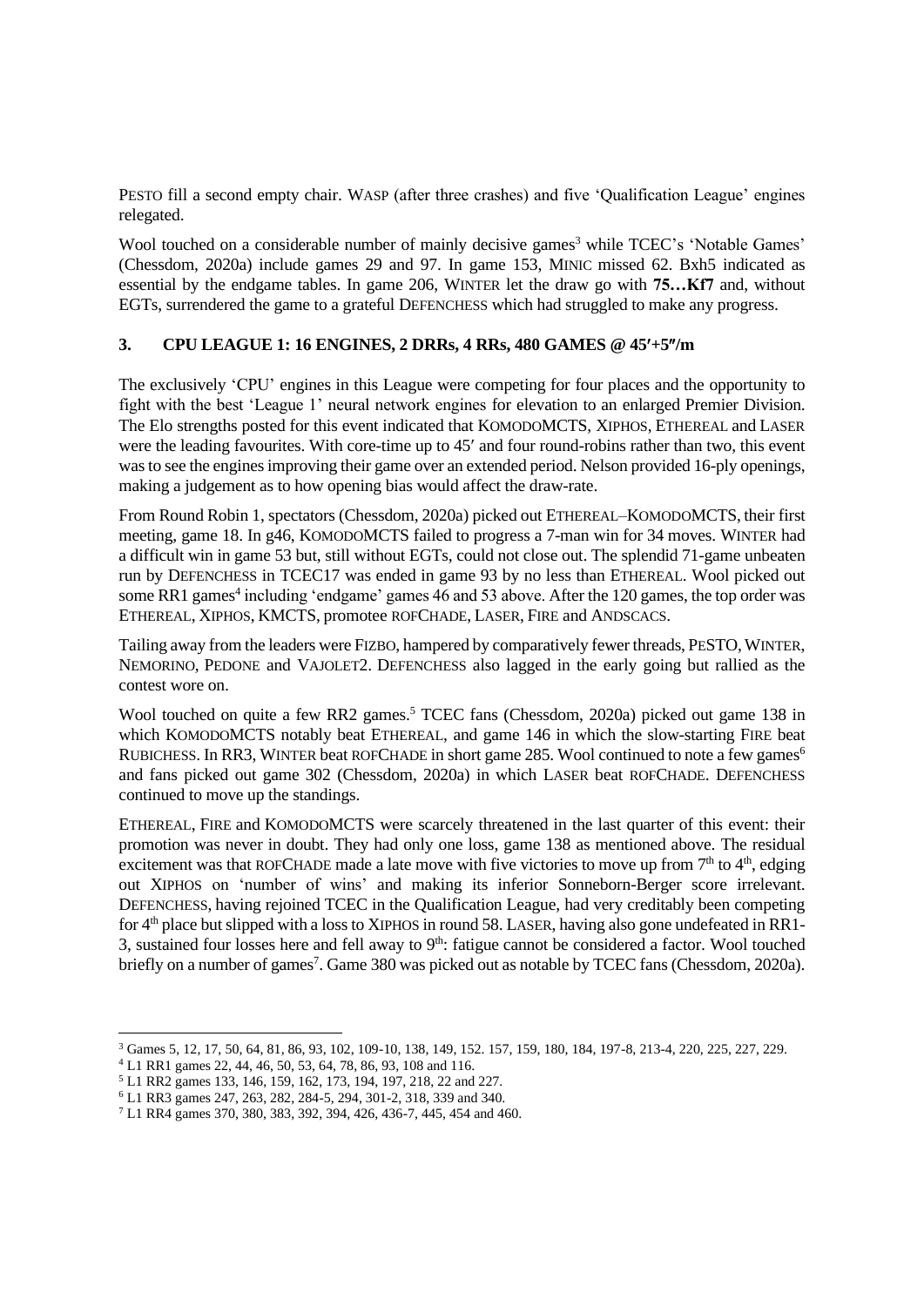PESTO fill a second empty chair. WASP (after three crashes) and five 'Qualification League' engines relegated.

Wool touched on a considerable number of mainly decisive games[3] while TCEC's 'Notable Games' (Chessdom, 2020a) include games 29 and 97. In game 153, MINIC missed 62. Bxh5 indicated as essential by the endgame tables. In game 206, WINTER let the draw go with **75…Kf7** and, without EGTs, surrendered the game to a grateful DEFENCHESS which had struggled to make any progress.

### 3. CPU LEAGUE 1: 16 ENGINES, 2 DRRs, 4 RRs, 480 GAMES @ 45′+5″/m

The exclusively 'CPU' engines in this League were competing for four places and the opportunity to fight with the best 'League 1' neural network engines for elevation to an enlarged Premier Division. The Elo strengths posted for this event indicated that KOMODOMCTS, XIPHOS, ETHEREAL and LASER were the leading favourites. With core-time up to 45′ and four round-robins rather than two, this event was to see the engines improving their game over an extended period. Nelson provided 16-ply openings, making a judgement as to how opening bias would affect the draw-rate.

From Round Robin 1, spectators (Chessdom, 2020a) picked out ETHEREAL–KOMODOMCTS, their first meeting, game 18. In g46, KOMODOMCTS failed to progress a 7-man win for 34 moves. WINTER had a difficult win in game 53 but, still without EGTs, could not close out. The splendid 71-game unbeaten run by DEFENCHESS in TCEC17 was ended in game 93 by no less than ETHEREAL. Wool picked out some RR1 games[4] including 'endgame' games 46 and 53 above. After the 120 games, the top order was ETHEREAL, XIPHOS, KMCTS, promotee ROFCHADE, LASER, FIRE and ANDSCACS.

Tailing away from the leaders were FIZBO, hampered by comparatively fewer threads, PESTO, WINTER, NEMORINO, PEDONE and VAJOLET2. DEFENCHESS also lagged in the early going but rallied as the contest wore on.

Wool touched on quite a few RR2 games.[5] TCEC fans (Chessdom, 2020a) picked out game 138 in which KOMODOMCTS notably beat ETHEREAL, and game 146 in which the slow-starting FIRE beat RUBICHESS. In RR3, WINTER beat ROFCHADE in short game 285. Wool continued to note a few games[6] and fans picked out game 302 (Chessdom, 2020a) in which LASER beat ROFCHADE. DEFENCHESS continued to move up the standings.

ETHEREAL, FIRE and KOMODOMCTS were scarcely threatened in the last quarter of this event: their promotion was never in doubt. They had only one loss, game 138 as mentioned above. The residual excitement was that ROFCHADE made a late move with five victories to move up from 7th to 4th, edging out XIPHOS on 'number of wins' and making its inferior Sonneborn-Berger score irrelevant. DEFENCHESS, having rejoined TCEC in the Qualification League, had very creditably been competing for 4th place but slipped with a loss to XIPHOS in round 58. LASER, having also gone undefeated in RR1-3, sustained four losses here and fell away to 9th: fatigue cannot be considered a factor. Wool touched briefly on a number of games[7]. Game 380 was picked out as notable by TCEC fans (Chessdom, 2020a).

---

[3] Games 5, 12, 17, 50, 64, 81, 86, 93, 102, 109-10, 138, 149, 152. 157, 159, 180, 184, 197-8, 213-4, 220, 225, 227, 229.

[4] L1 RR1 games 22, 44, 46, 50, 53, 64, 78, 86, 93, 108 and 116.

[5] L1 RR2 games 133, 146, 159, 162, 173, 194, 197, 218, 22 and 227.

[6] L1 RR3 games 247, 263, 282, 284-5, 294, 301-2, 318, 339 and 340.

[7] L1 RR4 games 370, 380, 383, 392, 394, 426, 436-7, 445, 454 and 460.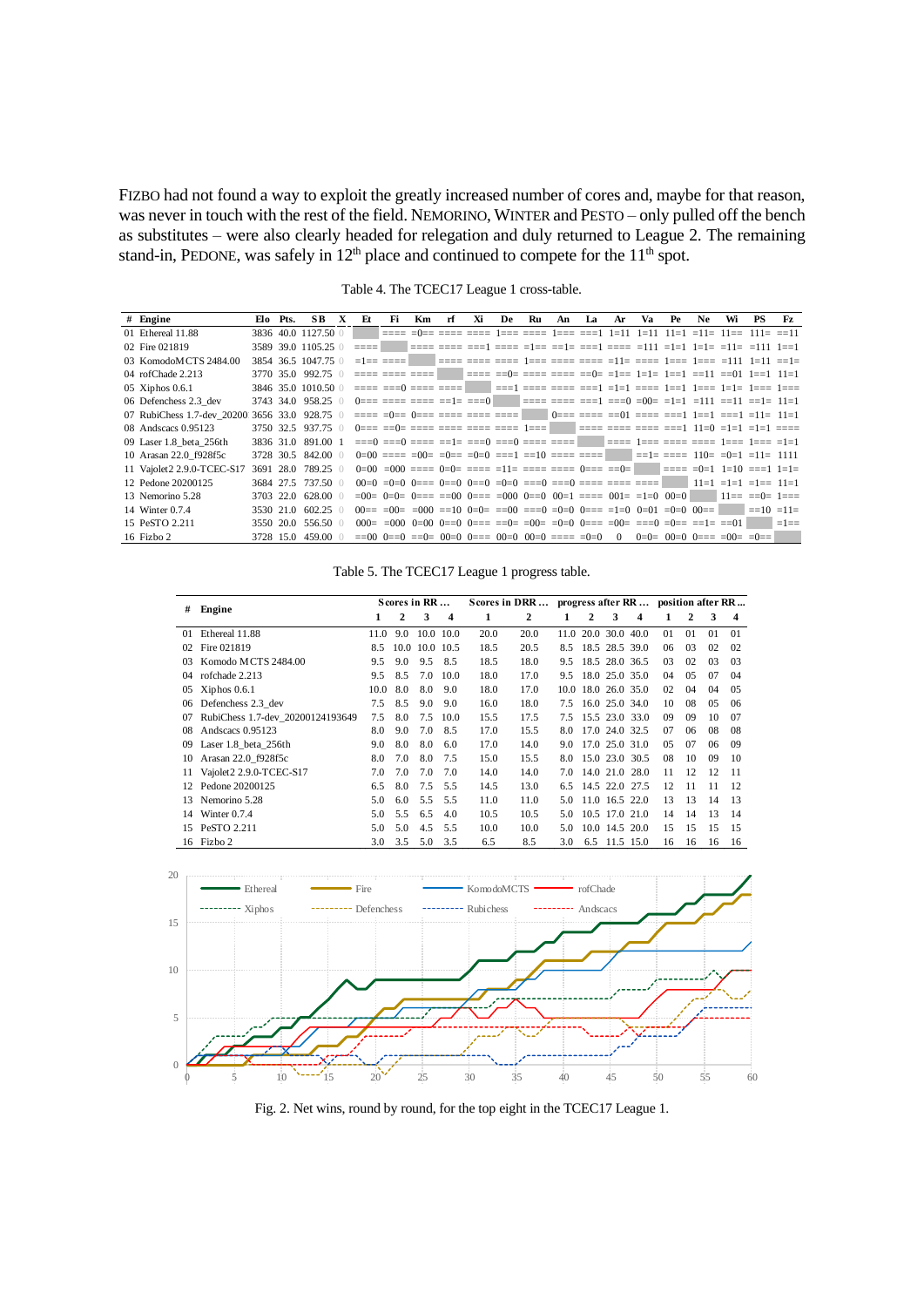FIZBO had not found a way to exploit the greatly increased number of cores and, maybe for that reason, was never in touch with the rest of the field. NEMORINO, WINTER and PESTO – only pulled off the bench as substitutes – were also clearly headed for relegation and duly returned to League 2. The remaining stand-in, PEDONE, was safely in 12[th] place and continued to compete for the 11[th] spot.

Table 4. The TCEC17 League 1 cross-table.

| # | Engine | Elo | Pts. | SB | X | Et | Fi | Km | rf | Xi | De | Ru | An | La | Ar | Va | Pe | Ne | Wi | PS | Fz |
|---|---|---|---|---|---|---|---|---|---|---|---|---|---|---|---|---|---|---|---|---|---|
| 01 | Ethereal 11.88 | 3836 | 40.0 | 1127.50 | 0 | | ==== | =0== | ==== | ==== | 1=== | ==== | 1=== | ===1 | 1=11 | 1=11 | 11=1 | =11= | 11== | 111= | ==11 |
| 02 | Fire 021819 | 3589 | 39.0 | 1105.25 | 0 | ==== | | ==== | ==== | ===1 | ==== | =1== | ==1= | ===1 | ==== | =111 | =1=1 | 1=1= | =111 | 1==1 | |
| 03 | KomodoMCTS 2484.00 | 3854 | 36.5 | 1047.75 | 0 | =1== | ==== | | ==== | ==== | ==== | 1=== | ==== | ==== | =11= | ==== | 1=== | 1=== | =111 | 1=11 | ==1= |
| 04 | rofChade 2.213 | 3770 | 35.0 | 992.75 | 0 | ==== | ==== | ==== | | ==== | ==0= | ==== | ==== | ==0= | =1== | 1=1= | 1==1 | ==11 | ==01 | 1==1 | 11=1 |
| 05 | Xiphos 0.6.1 | 3846 | 35.0 | 1010.50 | 0 | ==== | ===0 | ==== | ==== | | ===1 | ==== | ==== | ===1 | =1=1 | ==== | 1==1 | 1=== | 1=1= | 1=== | 1=== |
| 06 | Defenchess 2.3_dev | 3743 | 34.0 | 958.25 | 0 | 0=== | ==== | ==== | ==1= | ===0 | | ==== | ==== | ===1 | ===0 | =00= | =1=1 | =111 | ==11 | ==1= | 11=1 |
| 07 | RubiChess 1.7-dev_20200 | 3656 | 33.0 | 928.75 | 0 | ==== | =0== | 0=== | ==== | ==== | ==== | | 0=== | ==== | ==01 | ==== | ===1 | 1==1 | ===1 | =11= | 11=1 |
| 08 | Andscacs 0.95123 | 3750 | 32.5 | 937.75 | 0 | 0=== | ==0= | ==== | ==== | ==== | ==== | 1=== | | ==== | ==== | ==== | ===1 | 11=0 | =1=1 | =1=1 | ==== |
| 09 | Laser 1.8_beta_256th | 3836 | 31.0 | 891.00 | 1 | ===0 | ===0 | ==== | ==1= | ===0 | ===0 | ==== | ==== | | ==== | 1=== | ==== | ==== | 1=== | 1=== | =1=1 |
| 10 | Arasan 22.0_f928f5c | 3728 | 30.5 | 842.00 | 0 | 0=00 | ==== | =00= | =0== | =0=0 | ===1 | ==10 | ==== | ==== | | ==1= | ==== | 110= | =0=1 | =11= | 1111 |
| 11 | Vajolet2 2.9.0-TCEC-S17 | 3691 | 28.0 | 789.25 | 0 | 0=00 | =000 | ==== | 0=0= | ==== | =11= | ==== | ==== | 0=== | ==0= | | ==== | =0=1 | 1=10 | ===1 | 1=1= |
| 12 | Pedone 20200125 | 3684 | 27.5 | 737.50 | 0 | 00=0 | =0=0 | 0=== | 0==0 | 0==0 | =0=0 | ===0 | ===0 | ==== | ==== | ==== | | 11=1 | =1=1 | =1== | 11=1 |
| 13 | Nemorino 5.28 | 3703 | 22.0 | 628.00 | 0 | =00= | 0=0= | 0=== | ==00 | 0=== | =000 | 0==0 | 00=1 | ==== | 001= | =1=0 | 00=0 | | 11== | ==0= | 1=== |
| 14 | Winter 0.7.4 | 3530 | 21.0 | 602.25 | 0 | 00== | =00= | =000 | ==10 | 0=0= | ==00 | ===0 | =0=0 | 0=== | =1=0 | 0=01 | =0=0 | 00== | | ==10 | =11= |
| 15 | PeSTO 2.211 | 3550 | 20.0 | 556.50 | 0 | 000= | =000 | 0=00 | 0==0 | 0=== | ==0= | =00= | =0=0 | 0=== | =00= | ===0 | =0== | ==1= | ==01 | | =1== |
| 16 | Fizbo 2 | 3728 | 15.0 | 459.00 | 0 | ==00 | 0==0 | ==0= | 00=0 | 0=== | 00=0 | 00=0 | ==== | =0=0 | 0 | 0=0= | 00=0 | 0=== | =00= | =0== | |

Table 5. The TCEC17 League 1 progress table.

| # | Engine | Scores in RR … | | | | Scores in DRR … | | progress after RR … | | | | position after RR … | | | |
|---|---|---|---|---|---|---|---|---|---|---|---|---|---|---|---|
| | | 1 | 2 | 3 | 4 | 1 | 2 | 1 | 2 | 3 | 4 | 1 | 2 | 3 | 4 |
| 01 | Ethereal 11.88 | 11.0 | 9.0 | 10.0 | 10.0 | 20.0 | 20.0 | 11.0 | 20.0 | 30.0 | 40.0 | 01 | 01 | 01 | 01 |
| 02 | Fire 021819 | 8.5 | 10.0 | 10.0 | 10.5 | 18.5 | 20.5 | 8.5 | 18.5 | 28.5 | 39.0 | 06 | 03 | 02 | 02 |
| 03 | Komodo MCTS 2484.00 | 9.5 | 9.0 | 9.5 | 8.5 | 18.5 | 18.0 | 9.5 | 18.5 | 28.0 | 36.5 | 03 | 02 | 03 | 03 |
| 04 | rofchade 2.213 | 9.5 | 8.5 | 7.0 | 10.0 | 18.0 | 17.0 | 9.5 | 18.0 | 25.0 | 35.0 | 04 | 05 | 07 | 04 |
| 05 | Xiphos 0.6.1 | 10.0 | 8.0 | 8.0 | 9.0 | 18.0 | 17.0 | 10.0 | 18.0 | 26.0 | 35.0 | 02 | 04 | 04 | 05 |
| 06 | Defenchess 2.3_dev | 7.5 | 8.5 | 9.0 | 9.0 | 16.0 | 18.0 | 7.5 | 16.0 | 25.0 | 34.0 | 10 | 08 | 05 | 06 |
| 07 | RubiChess 1.7-dev_20200124193649 | 7.5 | 8.0 | 7.5 | 10.0 | 15.5 | 17.5 | 7.5 | 15.5 | 23.0 | 33.0 | 09 | 09 | 10 | 07 |
| 08 | Andscacs 0.95123 | 8.0 | 9.0 | 7.0 | 8.5 | 17.0 | 15.5 | 8.0 | 17.0 | 24.0 | 32.5 | 07 | 06 | 08 | 08 |
| 09 | Laser 1.8_beta_256th | 9.0 | 8.0 | 8.0 | 6.0 | 17.0 | 14.0 | 9.0 | 17.0 | 25.0 | 31.0 | 05 | 07 | 06 | 09 |
| 10 | Arasan 22.0_f928f5c | 8.0 | 7.0 | 8.0 | 7.5 | 15.0 | 15.5 | 8.0 | 15.0 | 23.0 | 30.5 | 08 | 10 | 09 | 10 |
| 11 | Vajolet2 2.9.0-TCEC-S17 | 7.0 | 7.0 | 7.0 | 7.0 | 14.0 | 14.0 | 7.0 | 14.0 | 21.0 | 28.0 | 11 | 12 | 12 | 11 |
| 12 | Pedone 20200125 | 6.5 | 8.0 | 7.5 | 5.5 | 14.5 | 13.0 | 6.5 | 14.5 | 22.0 | 27.5 | 12 | 11 | 11 | 12 |
| 13 | Nemorino 5.28 | 5.0 | 6.0 | 5.5 | 5.5 | 11.0 | 11.0 | 5.0 | 11.0 | 16.5 | 22.0 | 13 | 13 | 14 | 13 |
| 14 | Winter 0.7.4 | 5.0 | 5.5 | 6.5 | 4.0 | 10.5 | 10.5 | 5.0 | 10.5 | 17.0 | 21.0 | 14 | 14 | 13 | 14 |
| 15 | PeSTO 2.211 | 5.0 | 5.0 | 4.5 | 5.5 | 10.0 | 10.0 | 5.0 | 10.0 | 14.5 | 20.0 | 15 | 15 | 15 | 15 |
| 16 | Fizbo 2 | 3.0 | 3.5 | 5.0 | 3.5 | 6.5 | 8.5 | 3.0 | 6.5 | 11.5 | 15.0 | 16 | 16 | 16 | 16 |

Fig. 2. Net wins, round by round, for the top eight in the TCEC17 League 1.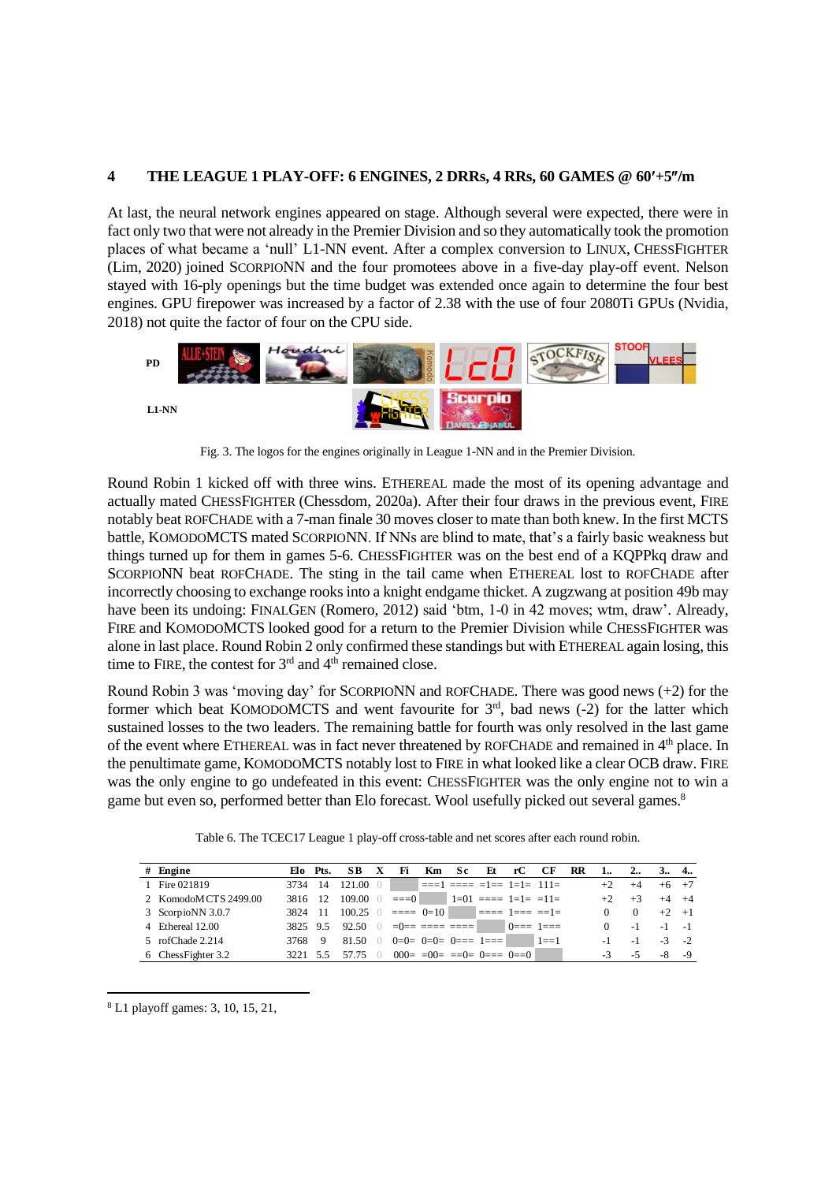## 4 THE LEAGUE 1 PLAY-OFF: 6 ENGINES, 2 DRRs, 4 RRs, 60 GAMES @ 60′+5″/m

At last, the neural network engines appeared on stage. Although several were expected, there were in fact only two that were not already in the Premier Division and so they automatically took the promotion places of what became a 'null' L1-NN event. After a complex conversion to LINUX, CHESSFIGHTER (Lim, 2020) joined SCORPIONN and the four promotees above in a five-day play-off event. Nelson stayed with 16-ply openings but the time budget was extended once again to determine the four best engines. GPU firepower was increased by a factor of 2.38 with the use of four 2080Ti GPUs (Nvidia, 2018) not quite the factor of four on the CPU side.

PD

L1-NN

Fig. 3. The logos for the engines originally in League 1-NN and in the Premier Division.

Round Robin 1 kicked off with three wins. ETHEREAL made the most of its opening advantage and actually mated CHESSFIGHTER (Chessdom, 2020a). After their four draws in the previous event, FIRE notably beat ROFCHADE with a 7-man finale 30 moves closer to mate than both knew. In the first MCTS battle, KOMODOMCTS mated SCORPIONN. If NNs are blind to mate, that's a fairly basic weakness but things turned up for them in games 5-6. CHESSFIGHTER was on the best end of a KQPPkq draw and SCORPIONN beat ROFCHADE. The sting in the tail came when ETHEREAL lost to ROFCHADE after incorrectly choosing to exchange rooks into a knight endgame thicket. A zugzwang at position 49b may have been its undoing: FINALGEN (Romero, 2012) said 'btm, 1-0 in 42 moves; wtm, draw'. Already, FIRE and KOMODOMCTS looked good for a return to the Premier Division while CHESSFIGHTER was alone in last place. Round Robin 2 only confirmed these standings but with ETHEREAL again losing, this time to FIRE, the contest for 3rd and 4th remained close.

Round Robin 3 was 'moving day' for SCORPIONN and ROFCHADE. There was good news (+2) for the former which beat KOMODOMCTS and went favourite for 3rd, bad news (-2) for the latter which sustained losses to the two leaders. The remaining battle for fourth was only resolved in the last game of the event where ETHEREAL was in fact never threatened by ROFCHADE and remained in 4th place. In the penultimate game, KOMODOMCTS notably lost to FIRE in what looked like a clear OCB draw. FIRE was the only engine to go undefeated in this event: CHESSFIGHTER was the only engine not to win a game but even so, performed better than Elo forecast. Wool usefully picked out several games.[8]

Table 6. The TCEC17 League 1 play-off cross-table and net scores after each round robin.

| # | Engine | Elo | Pts. | SB | X | Fi | Km | Sc | Et | rC | CF | RR | 1.. | 2.. | 3.. | 4.. |
|---|---|---|---|---|---|---|---|---|---|---|---|---|---|---|---|---|
| 1 | Fire 021819 | 3734 | 14 | 121.00 | 0 | | ===1 | ==== | =1== | 1=1= | 111= | | +2 | +4 | +6 | +7 |
| 2 | KomodoMCTS 2499.00 | 3816 | 12 | 109.00 | 0 | ===0 | | 1=01 | ==== | 1=1= | =11= | | +2 | +3 | +4 | +4 |
| 3 | ScorpioNN 3.0.7 | 3824 | 11 | 100.25 | 0 | ==== | 0=10 | | ==== | 1=== | ==1= | | 0 | 0 | +2 | +1 |
| 4 | Ethereal 12.00 | 3825 | 9.5 | 92.50 | 0 | =0== | ==== | ==== | | 0=== | 1=== | | 0 | -1 | -1 | -1 |
| 5 | rofChade 2.214 | 3768 | 9 | 81.50 | 0 | 0=0= | 0=0= | 0=== | 1=== | | 1==1 | | -1 | -1 | -3 | -2 |
| 6 | ChessFighter 3.2 | 3221 | 5.5 | 57.75 | 0 | 000= | =00= | ==0= | 0=== | 0==0 | | | -3 | -5 | -8 | -9 |

[8] L1 playoff games: 3, 10, 15, 21,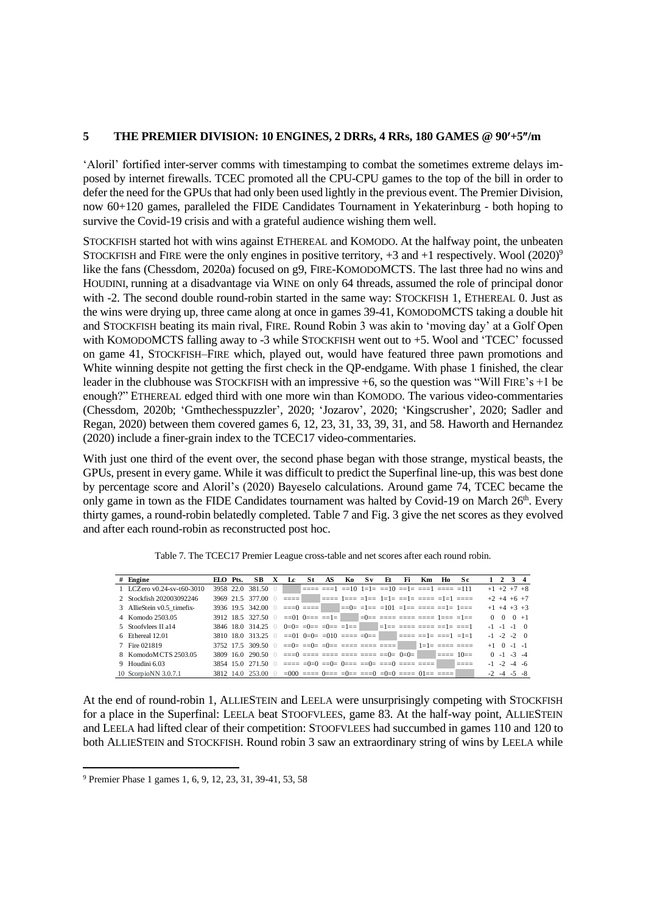## 5 THE PREMIER DIVISION: 10 ENGINES, 2 DRRs, 4 RRs, 180 GAMES @ 90′+5″/m

'Aloril' fortified inter-server comms with timestamping to combat the sometimes extreme delays imposed by internet firewalls. TCEC promoted all the CPU-CPU games to the top of the bill in order to defer the need for the GPUs that had only been used lightly in the previous event. The Premier Division, now 60+120 games, paralleled the FIDE Candidates Tournament in Yekaterinburg - both hoping to survive the Covid-19 crisis and with a grateful audience wishing them well.

STOCKFISH started hot with wins against ETHEREAL and KOMODO. At the halfway point, the unbeaten STOCKFISH and FIRE were the only engines in positive territory, +3 and +1 respectively. Wool (2020)[9] like the fans (Chessdom, 2020a) focused on g9, FIRE-KOMODOMCTS. The last three had no wins and HOUDINI, running at a disadvantage via WINE on only 64 threads, assumed the role of principal donor with -2. The second double round-robin started in the same way: STOCKFISH 1, ETHEREAL 0. Just as the wins were drying up, three came along at once in games 39-41, KOMODOMCTS taking a double hit and STOCKFISH beating its main rival, FIRE. Round Robin 3 was akin to 'moving day' at a Golf Open with KOMODOMCTS falling away to -3 while STOCKFISH went out to +5. Wool and 'TCEC' focussed on game 41, STOCKFISH–FIRE which, played out, would have featured three pawn promotions and White winning despite not getting the first check in the QP-endgame. With phase 1 finished, the clear leader in the clubhouse was STOCKFISH with an impressive +6, so the question was "Will FIRE's +1 be enough?" ETHEREAL edged third with one more win than KOMODO. The various video-commentaries (Chessdom, 2020b; 'Gmthechesspuzzler', 2020; 'Jozarov', 2020; 'Kingscrusher', 2020; Sadler and Regan, 2020) between them covered games 6, 12, 23, 31, 33, 39, 31, and 58. Haworth and Hernandez (2020) include a finer-grain index to the TCEC17 video-commentaries.

With just one third of the event over, the second phase began with those strange, mystical beasts, the GPUs, present in every game. While it was difficult to predict the Superfinal line-up, this was best done by percentage score and Aloril's (2020) Bayeselo calculations. Around game 74, TCEC became the only game in town as the FIDE Candidates tournament was halted by Covid-19 on March 26th. Every thirty games, a round-robin belatedly completed. Table 7 and Fig. 3 give the net scores as they evolved and after each round-robin as reconstructed post hoc.

Table 7. The TCEC17 Premier League cross-table and net scores after each round robin.

| # | Engine | ELO | Pts. | SB | X | Lc | St | AS | Ko | Sv | Et | Fi | Km | Ho | Sc | 1 | 2 | 3 | 4 |
|---|---|---|---|---|---|---|---|---|---|---|---|---|---|---|---|---|---|---|---|
| 1 | LCZero v0.24-sv-t60-3010 | 3958 | 22.0 | 381.50 | 0 | | ==== | ===1 | ==10 | 1=1= | ==10 | ==1= | ===1 | ==== | =111 | +1 | +2 | +7 | +8 |
| 2 | Stockfish 202003092246 | 3969 | 21.5 | 377.00 | 0 | ==== | | ==== | 1=== | =1== | 1=1= | ==1= | ==== | =1=1 | ==== | +2 | +4 | +6 | +7 |
| 3 | AllieStein v0.5_timefix- | 3936 | 19.5 | 342.00 | 0 | ===0 | ==== | | ==0= | =1== | =101 | =1== | ==== | ==1= | 1=== | +1 | +4 | +3 | +3 |
| 4 | Komodo 2503.05 | 3912 | 18.5 | 327.50 | 0 | ==01 | 0=== | ==1= | | =0== | ==== | ==== | ==== | 1=== | =1== | 0 | 0 | 0 | +1 |
| 5 | Stoofvlees II a14 | 3846 | 18.0 | 314.25 | 0 | 0=0= | =0== | =0== | =1== | | =1== | ==== | ==== | ==1= | ===1 | -1 | -1 | -1 | 0 |
| 6 | Ethereal 12.01 | 3810 | 18.0 | 313.25 | 0 | ==01 | 0=0= | =010 | ==== | =0== | | ==== | ==1= | ===1 | =1=1 | -1 | -2 | -2 | 0 |
| 7 | Fire 021819 | 3752 | 17.5 | 309.50 | 0 | ==0= | ==0= | =0== | ==== | ==== | ==== | | 1=1= | ==== | ==== | +1 | 0 | -1 | -1 |
| 8 | KomodoMCTS 2503.05 | 3809 | 16.0 | 290.50 | 0 | ===0 | ==== | ==== | ==== | ==== | ==0= | 0=0= | | ==== | 10== | 0 | -1 | -3 | -4 |
| 9 | Houdini 6.03 | 3854 | 15.0 | 271.50 | 0 | ==== | =0=0 | ==0= | 0=== | ==0= | ===0 | ==== | ==== | | ==== | -1 | -2 | -4 | -6 |
| 10 | ScorpioNN 3.0.7.1 | 3812 | 14.0 | 253.00 | 0 | =000 | ==== | 0=== | =0== | ===0 | =0=0 | ==== | 01== | ==== | | -2 | -4 | -5 | -8 |

At the end of round-robin 1, ALLIESTEIN and LEELA were unsurprisingly competing with STOCKFISH for a place in the Superfinal: LEELA beat STOOFVLEES, game 83. At the half-way point, ALLIESTEIN and LEELA had lifted clear of their competition: STOOFVLEES had succumbed in games 110 and 120 to both ALLIESTEIN and STOCKFISH. Round robin 3 saw an extraordinary string of wins by LEELA while

[9] Premier Phase 1 games 1, 6, 9, 12, 23, 31, 39-41, 53, 58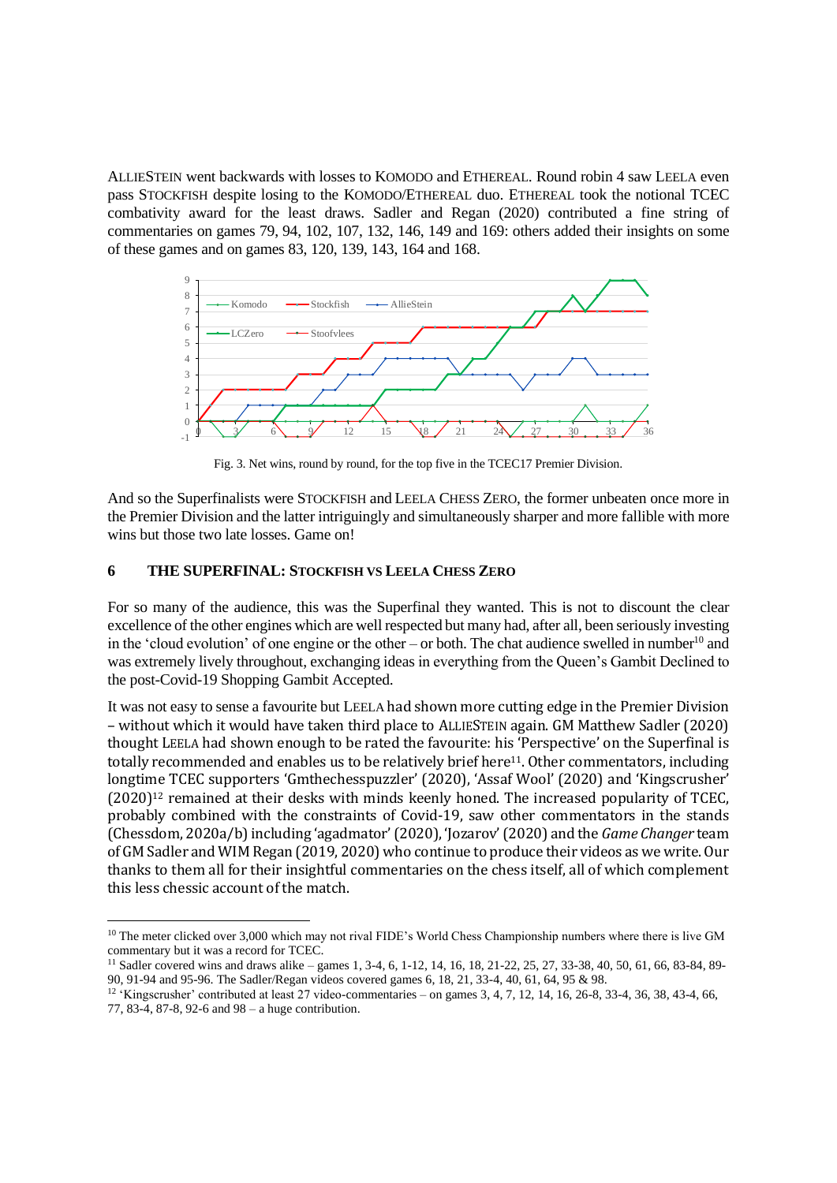ALLIESTEIN went backwards with losses to KOMODO and ETHEREAL. Round robin 4 saw LEELA even pass STOCKFISH despite losing to the KOMODO/ETHEREAL duo. ETHEREAL took the notional TCEC combativity award for the least draws. Sadler and Regan (2020) contributed a fine string of commentaries on games 79, 94, 102, 107, 132, 146, 149 and 169: others added their insights on some of these games and on games 83, 120, 139, 143, 164 and 168.

Fig. 3. Net wins, round by round, for the top five in the TCEC17 Premier Division.

And so the Superfinalists were STOCKFISH and LEELA CHESS ZERO, the former unbeaten once more in the Premier Division and the latter intriguingly and simultaneously sharper and more fallible with more wins but those two late losses. Game on!

## 6 THE SUPERFINAL: STOCKFISH VS LEELA CHESS ZERO

For so many of the audience, this was the Superfinal they wanted. This is not to discount the clear excellence of the other engines which are well respected but many had, after all, been seriously investing in the 'cloud evolution' of one engine or the other – or both. The chat audience swelled in number[10] and was extremely lively throughout, exchanging ideas in everything from the Queen's Gambit Declined to the post-Covid-19 Shopping Gambit Accepted.

It was not easy to sense a favourite but LEELA had shown more cutting edge in the Premier Division – without which it would have taken third place to ALLIESTEIN again. GM Matthew Sadler (2020) thought LEELA had shown enough to be rated the favourite: his 'Perspective' on the Superfinal is totally recommended and enables us to be relatively brief here[11]. Other commentators, including longtime TCEC supporters 'Gmthechesspuzzler' (2020), 'Assaf Wool' (2020) and 'Kingscrusher' (2020)[12] remained at their desks with minds keenly honed. The increased popularity of TCEC, probably combined with the constraints of Covid-19, saw other commentators in the stands (Chessdom, 2020a/b) including 'agadmator' (2020), 'Jozarov' (2020) and the *Game Changer* team of GM Sadler and WIM Regan (2019, 2020) who continue to produce their videos as we write. Our thanks to them all for their insightful commentaries on the chess itself, all of which complement this less chessic account of the match.

[10] The meter clicked over 3,000 which may not rival FIDE's World Chess Championship numbers where there is live GM commentary but it was a record for TCEC.

[11] Sadler covered wins and draws alike – games 1, 3-4, 6, 1-12, 14, 16, 18, 21-22, 25, 27, 33-38, 40, 50, 61, 66, 83-84, 89-90, 91-94 and 95-96. The Sadler/Regan videos covered games 6, 18, 21, 33-4, 40, 61, 64, 95 & 98.

[12] 'Kingscrusher' contributed at least 27 video-commentaries – on games 3, 4, 7, 12, 14, 16, 26-8, 33-4, 36, 38, 43-4, 66, 77, 83-4, 87-8, 92-6 and 98 – a huge contribution.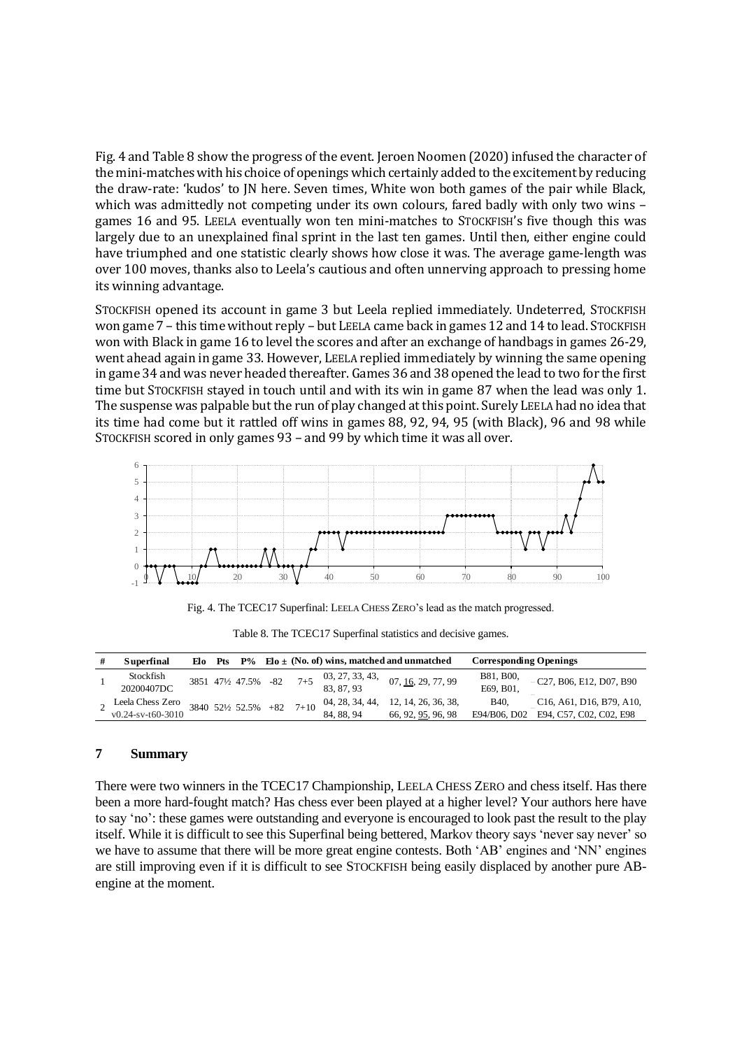Fig. 4 and Table 8 show the progress of the event. Jeroen Noomen (2020) infused the character of the mini-matches with his choice of openings which certainly added to the excitement by reducing the draw-rate: 'kudos' to JN here. Seven times, White won both games of the pair while Black, which was admittedly not competing under its own colours, fared badly with only two wins – games 16 and 95. LEELA eventually won ten mini-matches to STOCKFISH's five though this was largely due to an unexplained final sprint in the last ten games. Until then, either engine could have triumphed and one statistic clearly shows how close it was. The average game-length was over 100 moves, thanks also to Leela's cautious and often unnerving approach to pressing home its winning advantage.

STOCKFISH opened its account in game 3 but Leela replied immediately. Undeterred, STOCKFISH won game 7 – this time without reply – but LEELA came back in games 12 and 14 to lead. STOCKFISH won with Black in game 16 to level the scores and after an exchange of handbags in games 26-29, went ahead again in game 33. However, LEELA replied immediately by winning the same opening in game 34 and was never headed thereafter. Games 36 and 38 opened the lead to two for the first time but STOCKFISH stayed in touch until and with its win in game 87 when the lead was only 1. The suspense was palpable but the run of play changed at this point. Surely LEELA had no idea that its time had come but it rattled off wins in games 88, 92, 94, 95 (with Black), 96 and 98 while STOCKFISH scored in only games 93 – and 99 by which time it was all over.

Fig. 4. The TCEC17 Superfinal: LEELA CHESS ZERO's lead as the match progressed.

Table 8. The TCEC17 Superfinal statistics and decisive games.

| # | Superfinal | Elo | Pts | P% | Elo ± | (No. of) wins, matched and unmatched | | | Corresponding Openings | |
|---|---|---|---|---|---|---|---|---|---|---|
| 1 | Stockfish 20200407DC | 3851 | 47½ | 47.5% | -82 | 7+5 | 03, 27, 33, 43, 83, 87, 93 | 07, 16, 29, 77, 99 | B81, B00, E69, B01, | C27, B06, E12, D07, B90 |
| 2 | Leela Chess Zero v0.24-sv-t60-3010 | 3840 | 52½ | 52.5% | +82 | 7+10 | 04, 28, 34, 44, 84, 88, 94 | 12, 14, 26, 36, 38, 66, 92, 95, 96, 98 | B40, E94/B06, D02 | C16, A61, D16, B79, A10, E94, C57, C02, C02, E98 |

## 7 Summary

There were two winners in the TCEC17 Championship, LEELA CHESS ZERO and chess itself. Has there been a more hard-fought match? Has chess ever been played at a higher level? Your authors here have to say 'no': these games were outstanding and everyone is encouraged to look past the result to the play itself. While it is difficult to see this Superfinal being bettered, Markov theory says 'never say never' so we have to assume that there will be more great engine contests. Both 'AB' engines and 'NN' engines are still improving even if it is difficult to see STOCKFISH being easily displaced by another pure AB-engine at the moment.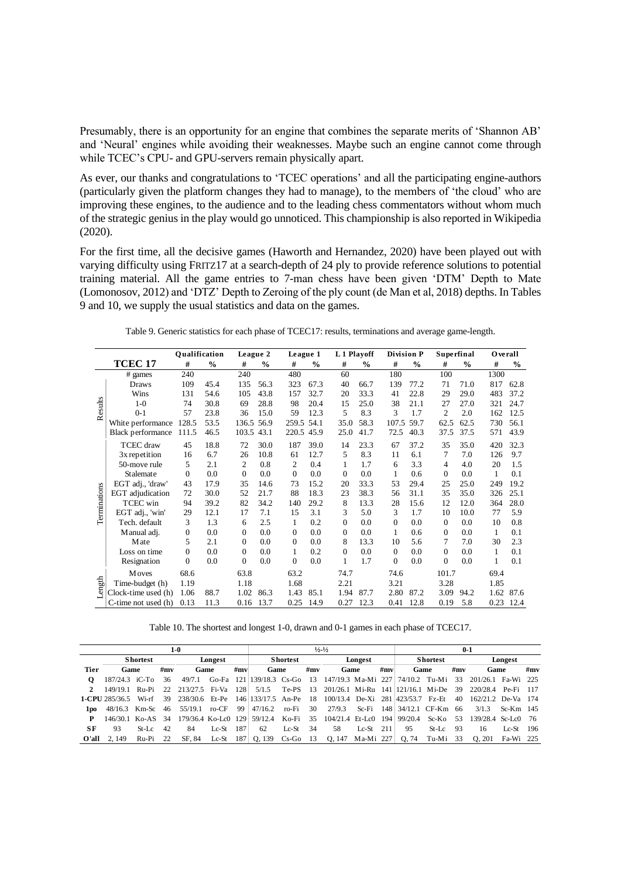Presumably, there is an opportunity for an engine that combines the separate merits of 'Shannon AB' and 'Neural' engines while avoiding their weaknesses. Maybe such an engine cannot come through while TCEC's CPU- and GPU-servers remain physically apart.

As ever, our thanks and congratulations to 'TCEC operations' and all the participating engine-authors (particularly given the platform changes they had to manage), to the members of 'the cloud' who are improving these engines, to the audience and to the leading chess commentators without whom much of the strategic genius in the play would go unnoticed. This championship is also reported in Wikipedia (2020).

For the first time, all the decisive games (Haworth and Hernandez, 2020) have been played out with varying difficulty using FRITZ17 at a search-depth of 24 ply to provide reference solutions to potential training material. All the game entries to 7-man chess have been given 'DTM' Depth to Mate (Lomonosov, 2012) and 'DTZ' Depth to Zeroing of the ply count (de Man et al, 2018) depths. In Tables 9 and 10, we supply the usual statistics and data on the games.

Table 9. Generic statistics for each phase of TCEC17: results, terminations and average game-length.

| | **TCEC 17** | **Qualification** # | % | **League 2** # | % | **League 1** # | % | **L 1 Playoff** # | % | **Division P** # | % | **Superfinal** # | % | **Overall** # | % |
|---|---|---|---|---|---|---|---|---|---|---|---|---|---|---|---|
| Results | # games | 240 | | 240 | | 480 | | 60 | | 180 | | 100 | | 1300 | |
| | Draws | 109 | 45.4 | 135 | 56.3 | 323 | 67.3 | 40 | 66.7 | 139 | 77.2 | 71 | 71.0 | 817 | 62.8 |
| | Wins | 131 | 54.6 | 105 | 43.8 | 157 | 32.7 | 20 | 33.3 | 41 | 22.8 | 29 | 29.0 | 483 | 37.2 |
| | 1-0 | 74 | 30.8 | 69 | 28.8 | 98 | 20.4 | 15 | 25.0 | 38 | 21.1 | 27 | 27.0 | 321 | 24.7 |
| | 0-1 | 57 | 23.8 | 36 | 15.0 | 59 | 12.3 | 5 | 8.3 | 3 | 1.7 | 2 | 2.0 | 162 | 12.5 |
| | White performance | 128.5 | 53.5 | 136.5 | 56.9 | 259.5 | 54.1 | 35.0 | 58.3 | 107.5 | 59.7 | 62.5 | 62.5 | 730 | 56.1 |
| | Black performance | 111.5 | 46.5 | 103.5 | 43.1 | 220.5 | 45.9 | 25.0 | 41.7 | 72.5 | 40.3 | 37.5 | 37.5 | 571 | 43.9 |
| Terminations | TCEC draw | 45 | 18.8 | 72 | 30.0 | 187 | 39.0 | 14 | 23.3 | 67 | 37.2 | 35 | 35.0 | 420 | 32.3 |
| | 3x repetition | 16 | 6.7 | 26 | 10.8 | 61 | 12.7 | 5 | 8.3 | 11 | 6.1 | 7 | 7.0 | 126 | 9.7 |
| | 50-move rule | 5 | 2.1 | 2 | 0.8 | 2 | 0.4 | 1 | 1.7 | 6 | 3.3 | 4 | 4.0 | 20 | 1.5 |
| | Stalemate | 0 | 0.0 | 0 | 0.0 | 0 | 0.0 | 0 | 0.0 | 1 | 0.6 | 0 | 0.0 | 1 | 0.1 |
| | EGT adj., 'draw' | 43 | 17.9 | 35 | 14.6 | 73 | 15.2 | 20 | 33.3 | 53 | 29.4 | 25 | 25.0 | 249 | 19.2 |
| | EGT adjudication | 72 | 30.0 | 52 | 21.7 | 88 | 18.3 | 23 | 38.3 | 56 | 31.1 | 35 | 35.0 | 326 | 25.1 |
| | TCEC win | 94 | 39.2 | 82 | 34.2 | 140 | 29.2 | 8 | 13.3 | 28 | 15.6 | 12 | 12.0 | 364 | 28.0 |
| | EGT adj., 'win' | 29 | 12.1 | 17 | 7.1 | 15 | 3.1 | 3 | 5.0 | 3 | 1.7 | 10 | 10.0 | 77 | 5.9 |
| | Tech. default | 3 | 1.3 | 6 | 2.5 | 1 | 0.2 | 0 | 0.0 | 0 | 0.0 | 0 | 0.0 | 10 | 0.8 |
| | Manual adj. | 0 | 0.0 | 0 | 0.0 | 0 | 0.0 | 0 | 0.0 | 1 | 0.6 | 0 | 0.0 | 1 | 0.1 |
| | Mate | 5 | 2.1 | 0 | 0.0 | 0 | 0.0 | 8 | 13.3 | 10 | 5.6 | 7 | 7.0 | 30 | 2.3 |
| | Loss on time | 0 | 0.0 | 0 | 0.0 | 1 | 0.2 | 0 | 0.0 | 0 | 0.0 | 0 | 0.0 | 1 | 0.1 |
| | Resignation | 0 | 0.0 | 0 | 0.0 | 0 | 0.0 | 1 | 1.7 | 0 | 0.0 | 0 | 0.0 | 1 | 0.1 |
| Length | Moves | 68.6 | | 63.8 | | 63.2 | | 74.7 | | 74.6 | | 101.7 | | 69.4 | |
| | Time-budget (h) | 1.19 | | 1.18 | | 1.68 | | 2.21 | | 3.21 | | 3.28 | | 1.85 | |
| | Clock-time used (h) | 1.06 | 88.7 | 1.02 | 86.3 | 1.43 | 85.1 | 1.94 | 87.7 | 2.80 | 87.2 | 3.09 | 94.2 | 1.62 | 87.6 |
| | C-time not used (h) | 0.13 | 11.3 | 0.16 | 13.7 | 0.25 | 14.9 | 0.27 | 12.3 | 0.41 | 12.8 | 0.19 | 5.8 | 0.23 | 12.4 |

Table 10. The shortest and longest 1-0, drawn and 0-1 games in each phase of TCEC17.

| | **1-0** | | | | | | **½-½** | | | | | | **0-1** | | | | | |
|---|---|---|---|---|---|---|---|---|---|---|---|---|---|---|---|---|---|---|
| | **Shortest** | | | **Longest** | | | **Shortest** | | | **Longest** | | | **Shortest** | | | **Longest** | | |
| **Tier** | **Game** | | **#mv** | **Game** | | **#mv** | **Game** | | **#mv** | **Game** | | **#mv** | **Game** | | **#mv** | **Game** | | **#mv** |
| **Q** | 187/24.3 | iC-To | 36 | 49/7.1 | Go-Fa | 121 | 139/18.3 | Cs-Go | 13 | 147/19.3 | Ma-Mi | 227 | 74/10.2 | Tu-Mi | 33 | 201/26.1 | Fa-Wi | 225 |
| **2** | 149/19.1 | Ru-Pi | 22 | 213/27.5 | Fi-Va | 128 | 5/1.5 | Te-PS | 13 | 201/26.1 | Mi-Ru | 141 | 121/16.1 | Mi-De | 39 | 220/28.4 | Pe-Fi | 117 |
| **1-CPU** | 285/36.5 | Wi-rf | 39 | 238/30.6 | Et-Pe | 146 | 133/17.5 | An-Pe | 18 | 100/13.4 | De-Xi | 281 | 423/53.7 | Fz-Et | 40 | 162/21.2 | De-Va | 174 |
| **1po** | 48/16.3 | Km-Sc | 46 | 55/19.1 | ro-CF | 99 | 47/16.2 | ro-Fi | 30 | 27/9.3 | Sc-Fi | 148 | 34/12.1 | CF-Km | 66 | 3/1.3 | Sc-Km | 145 |
| **P** | 146/30.1 | Ko-AS | 34 | 179/36.4 | Ko-Lc0 | 129 | 59/12.4 | Ko-Fi | 35 | 104/21.4 | Et-Lc0 | 194 | 99/20.4 | Sc-Ko | 53 | 139/28.4 | Sc-Lc0 | 76 |
| **SF** | 93 | St-Lc | 42 | 84 | Lc-St | 187 | 62 | Lc-St | 34 | 58 | Lc-St | 211 | 95 | St-Lc | 93 | 16 | Lc-St | 196 |
| **O'all** | 2, 149 | Ru-Pi | 22 | SF, 84 | Lc-St | 187 | Q, 139 | Cs-Go | 13 | Q, 147 | Ma-Mi | 227 | Q, 74 | Tu-Mi | 33 | Q, 201 | Fa-Wi | 225 |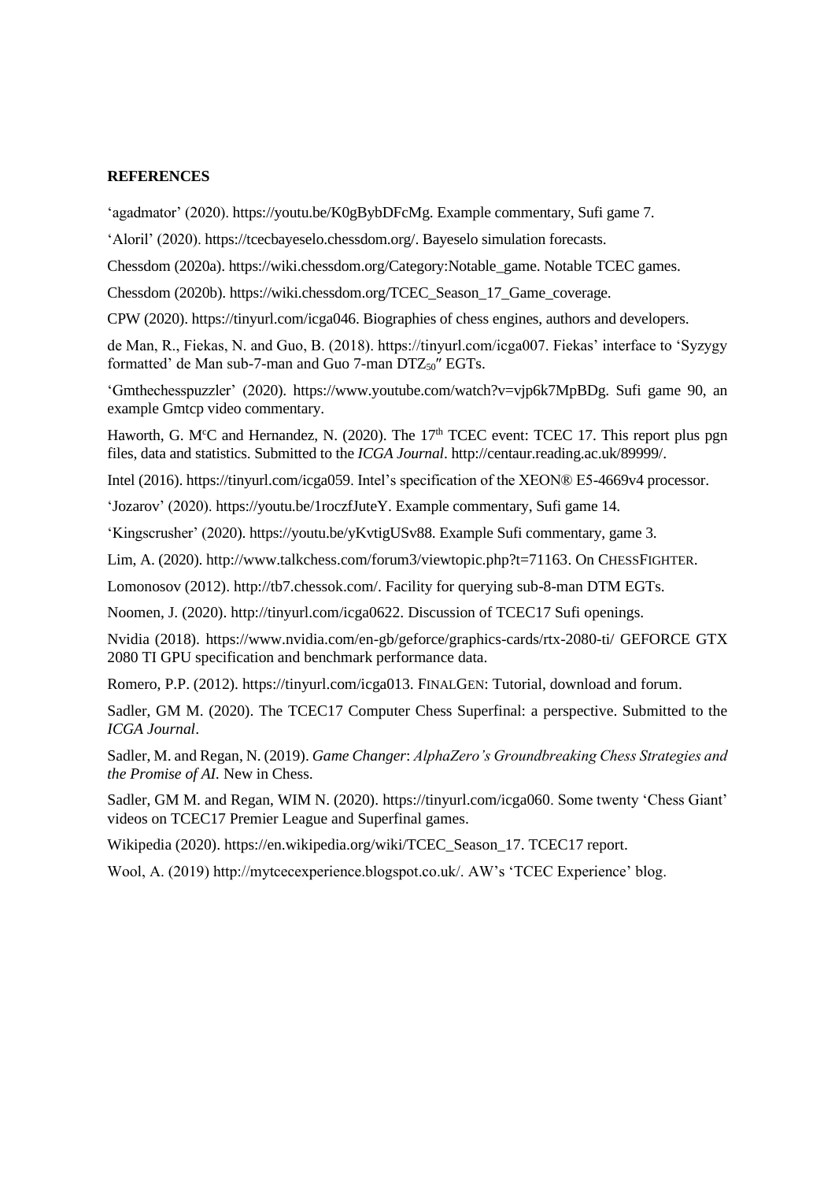**REFERENCES**

'agadmator' (2020). https://youtu.be/K0gBybDFcMg. Example commentary, Sufi game 7.

'Aloril' (2020). https://tcecbayeselo.chessdom.org/. Bayeselo simulation forecasts.

Chessdom (2020a). https://wiki.chessdom.org/Category:Notable_game. Notable TCEC games.

Chessdom (2020b). https://wiki.chessdom.org/TCEC_Season_17_Game_coverage.

CPW (2020). https://tinyurl.com/icga046. Biographies of chess engines, authors and developers.

de Man, R., Fiekas, N. and Guo, B. (2018). https://tinyurl.com/icga007. Fiekas' interface to 'Syzygy formatted' de Man sub-7-man and Guo 7-man $DTZ_{50}''$ EGTs.

'Gmthechesspuzzler' (2020). https://www.youtube.com/watch?v=vjp6k7MpBDg. Sufi game 90, an example Gmtcp video commentary.

Haworth, G. M^cC and Hernandez, N. (2020). The 17th TCEC event: TCEC 17. This report plus pgn files, data and statistics. Submitted to the *ICGA Journal*. http://centaur.reading.ac.uk/89999/.

Intel (2016). https://tinyurl.com/icga059. Intel's specification of the XEON® E5-4669v4 processor.

'Jozarov' (2020). https://youtu.be/1roczfJuteY. Example commentary, Sufi game 14.

'Kingscrusher' (2020). https://youtu.be/yKvtigUSv88. Example Sufi commentary, game 3.

Lim, A. (2020). http://www.talkchess.com/forum3/viewtopic.php?t=71163. On CHESSFIGHTER.

Lomonosov (2012). http://tb7.chessok.com/. Facility for querying sub-8-man DTM EGTs.

Noomen, J. (2020). http://tinyurl.com/icga0622. Discussion of TCEC17 Sufi openings.

Nvidia (2018). https://www.nvidia.com/en-gb/geforce/graphics-cards/rtx-2080-ti/ GEFORCE GTX 2080 TI GPU specification and benchmark performance data.

Romero, P.P. (2012). https://tinyurl.com/icga013. FINALGEN: Tutorial, download and forum.

Sadler, GM M. (2020). The TCEC17 Computer Chess Superfinal: a perspective. Submitted to the *ICGA Journal*.

Sadler, M. and Regan, N. (2019). *Game Changer*: *AlphaZero's Groundbreaking Chess Strategies and the Promise of AI*. New in Chess.

Sadler, GM M. and Regan, WIM N. (2020). https://tinyurl.com/icga060. Some twenty 'Chess Giant' videos on TCEC17 Premier League and Superfinal games.

Wikipedia (2020). https://en.wikipedia.org/wiki/TCEC_Season_17. TCEC17 report.

Wool, A. (2019) http://mytcecexperience.blogspot.co.uk/. AW's 'TCEC Experience' blog.